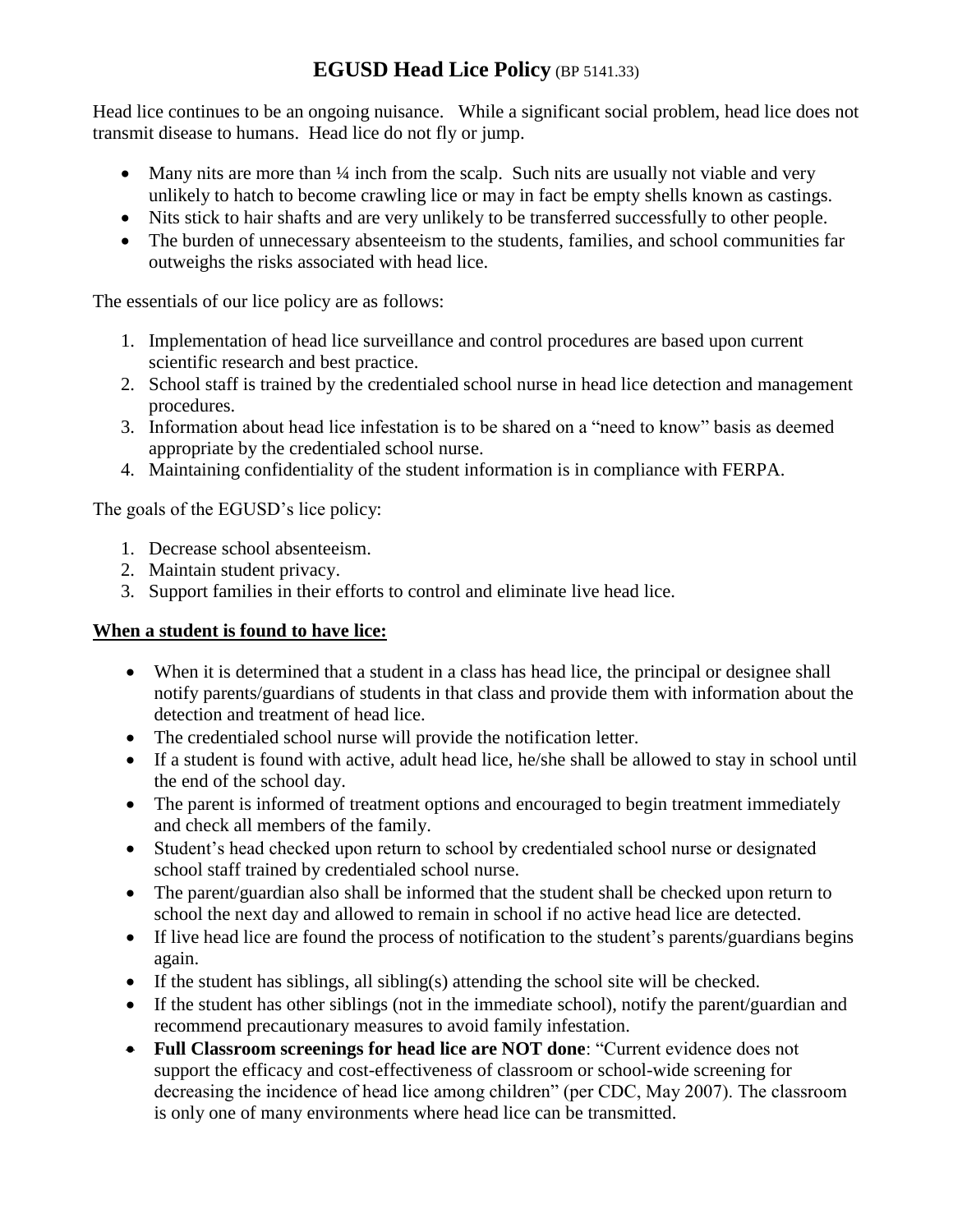# EGUSD Head Lice Policy (BP 5141.33)

Head lice continues to be an ongoing nuisance. While a significant social problem, head lice does not transmit disease to humans. Head lice do not fly or jump.

- Many nits are more than ¼ inch from the scalp. Such nits are usually not viable and very unlikely to hatch to become crawling lice or may in fact be empty shells known as castings.
- Nits stick to hair shafts and are very unlikely to be transferred successfully to other people.
- The burden of unnecessary absenteeism to the students, families, and school communities far outweighs the risks associated with head lice.

The essentials of our lice policy are as follows:

1. Implementation of head lice surveillance and control procedures are based upon current scientific research and best practice.
2. School staff is trained by the credentialed school nurse in head lice detection and management procedures.
3. Information about head lice infestation is to be shared on a "need to know" basis as deemed appropriate by the credentialed school nurse.
4. Maintaining confidentiality of the student information is in compliance with FERPA.

The goals of the EGUSD's lice policy:

1. Decrease school absenteeism.
2. Maintain student privacy.
3. Support families in their efforts to control and eliminate live head lice.

**When a student is found to have lice:**

- When it is determined that a student in a class has head lice, the principal or designee shall notify parents/guardians of students in that class and provide them with information about the detection and treatment of head lice.
- The credentialed school nurse will provide the notification letter.
- If a student is found with active, adult head lice, he/she shall be allowed to stay in school until the end of the school day.
- The parent is informed of treatment options and encouraged to begin treatment immediately and check all members of the family.
- Student's head checked upon return to school by credentialed school nurse or designated school staff trained by credentialed school nurse.
- The parent/guardian also shall be informed that the student shall be checked upon return to school the next day and allowed to remain in school if no active head lice are detected.
- If live head lice are found the process of notification to the student's parents/guardians begins again.
- If the student has siblings, all sibling(s) attending the school site will be checked.
- If the student has other siblings (not in the immediate school), notify the parent/guardian and recommend precautionary measures to avoid family infestation.
- **Full Classroom screenings for head lice are NOT done**: "Current evidence does not support the efficacy and cost-effectiveness of classroom or school-wide screening for decreasing the incidence of head lice among children" (per CDC, May 2007). The classroom is only one of many environments where head lice can be transmitted.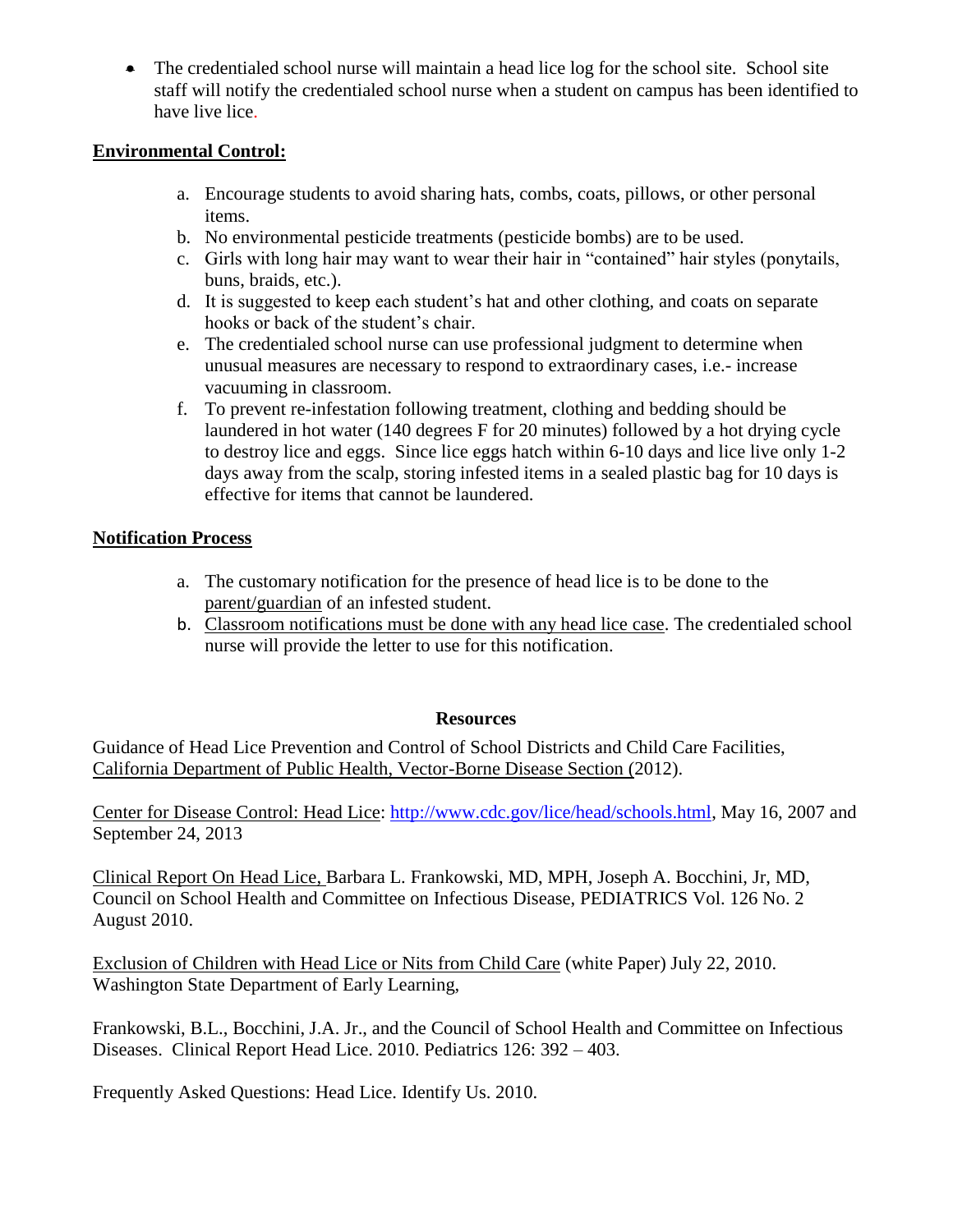- The credentialed school nurse will maintain a head lice log for the school site. School site staff will notify the credentialed school nurse when a student on campus has been identified to have live lice.

**Environmental Control:**

a. Encourage students to avoid sharing hats, combs, coats, pillows, or other personal items.
b. No environmental pesticide treatments (pesticide bombs) are to be used.
c. Girls with long hair may want to wear their hair in "contained" hair styles (ponytails, buns, braids, etc.).
d. It is suggested to keep each student's hat and other clothing, and coats on separate hooks or back of the student's chair.
e. The credentialed school nurse can use professional judgment to determine when unusual measures are necessary to respond to extraordinary cases, i.e.- increase vacuuming in classroom.
f. To prevent re-infestation following treatment, clothing and bedding should be laundered in hot water (140 degrees F for 20 minutes) followed by a hot drying cycle to destroy lice and eggs. Since lice eggs hatch within 6-10 days and lice live only 1-2 days away from the scalp, storing infested items in a sealed plastic bag for 10 days is effective for items that cannot be laundered.

**Notification Process**

a. The customary notification for the presence of head lice is to be done to the parent/guardian of an infested student.
b. Classroom notifications must be done with any head lice case. The credentialed school nurse will provide the letter to use for this notification.

**Resources**

Guidance of Head Lice Prevention and Control of School Districts and Child Care Facilities, California Department of Public Health, Vector-Borne Disease Section (2012).

Center for Disease Control: Head Lice: http://www.cdc.gov/lice/head/schools.html, May 16, 2007 and September 24, 2013

Clinical Report On Head Lice, Barbara L. Frankowski, MD, MPH, Joseph A. Bocchini, Jr, MD, Council on School Health and Committee on Infectious Disease, PEDIATRICS Vol. 126 No. 2 August 2010.

Exclusion of Children with Head Lice or Nits from Child Care (white Paper) July 22, 2010. Washington State Department of Early Learning,

Frankowski, B.L., Bocchini, J.A. Jr., and the Council of School Health and Committee on Infectious Diseases. Clinical Report Head Lice. 2010. Pediatrics 126: 392 – 403.

Frequently Asked Questions: Head Lice. Identify Us. 2010.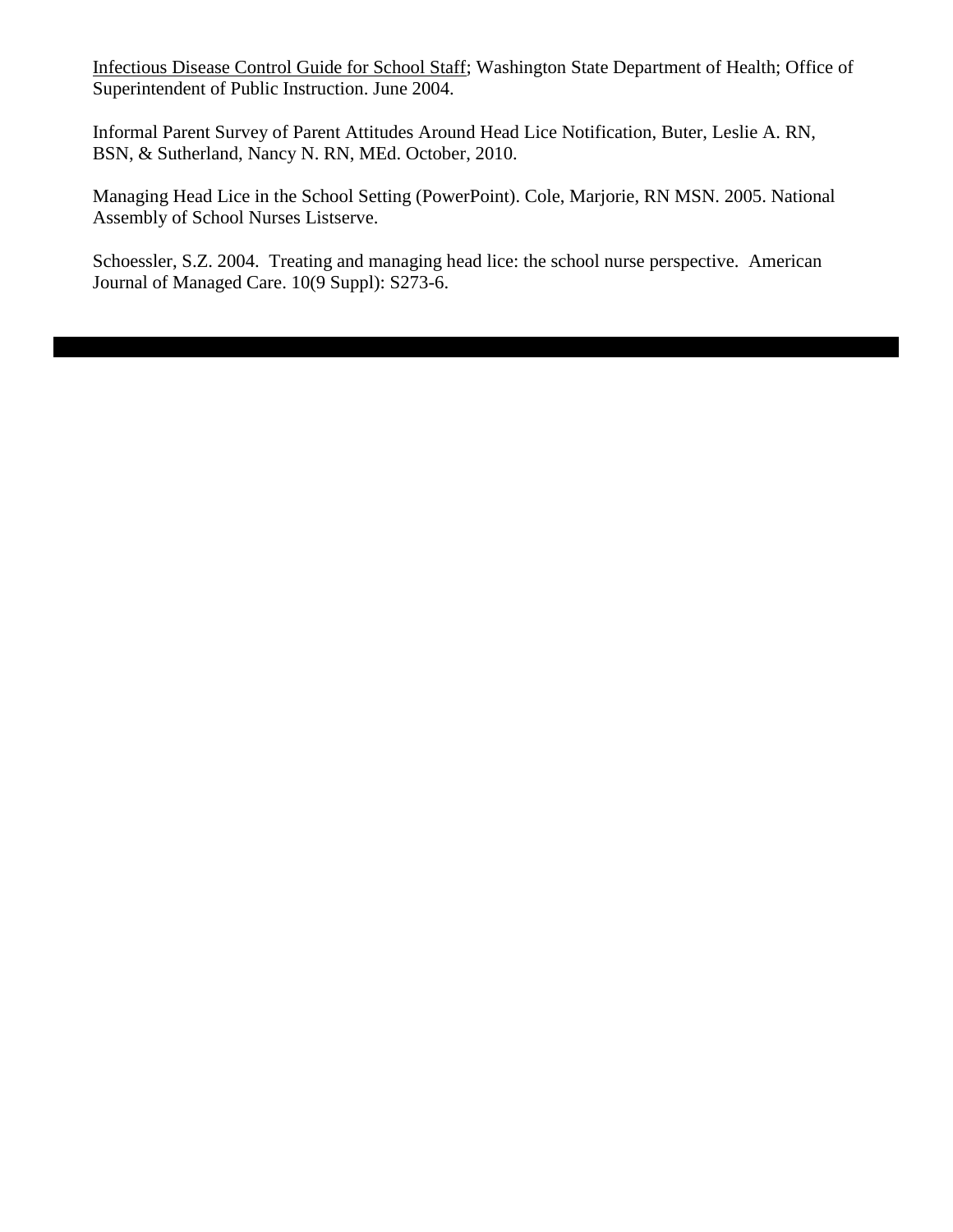<u>Infectious Disease Control Guide for School Staff</u>; Washington State Department of Health; Office of Superintendent of Public Instruction. June 2004.

Informal Parent Survey of Parent Attitudes Around Head Lice Notification, Buter, Leslie A. RN, BSN, & Sutherland, Nancy N. RN, MEd. October, 2010.

Managing Head Lice in the School Setting (PowerPoint). Cole, Marjorie, RN MSN. 2005. National Assembly of School Nurses Listserve.

Schoessler, S.Z. 2004. Treating and managing head lice: the school nurse perspective. American Journal of Managed Care. 10(9 Suppl): S273-6.